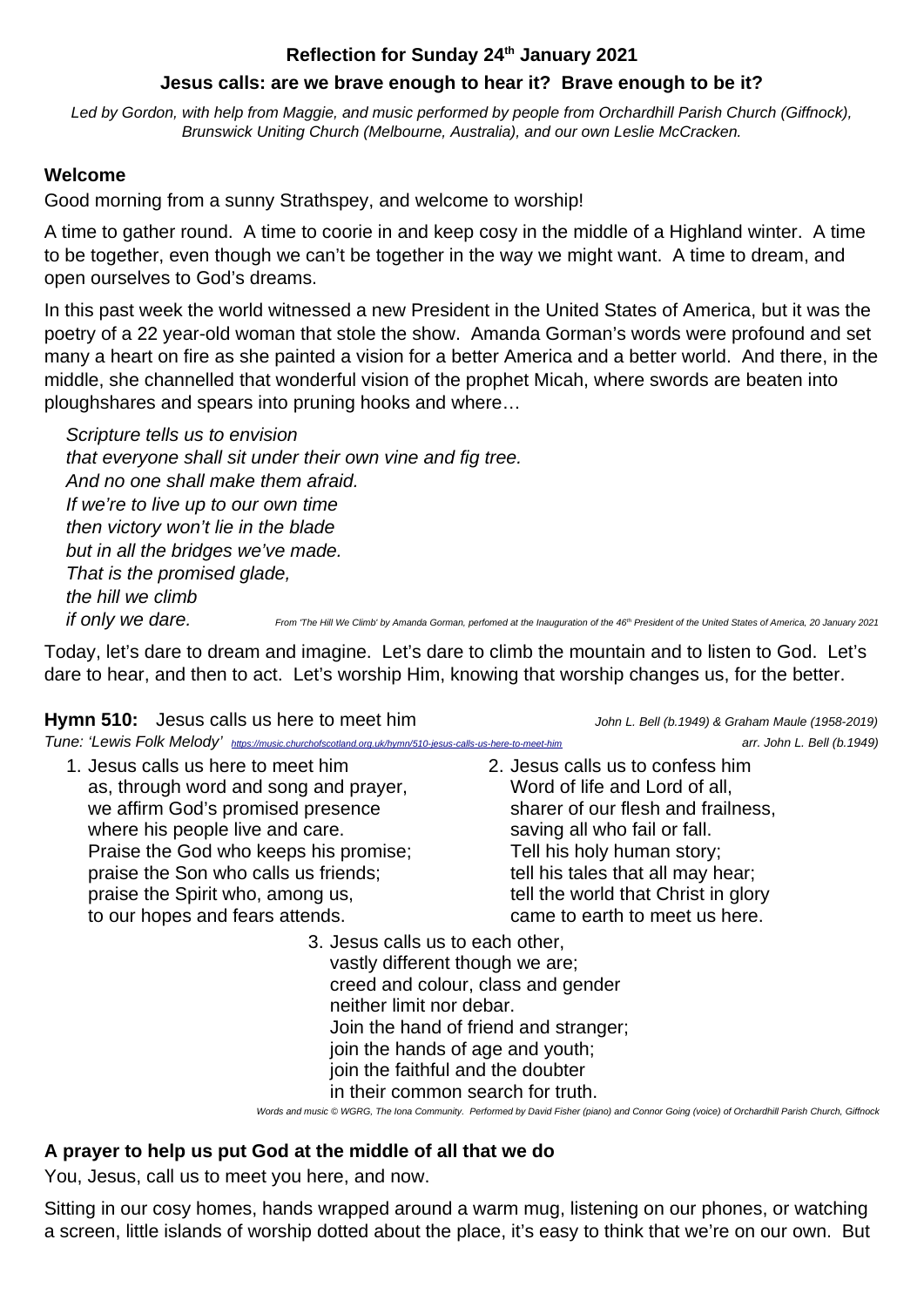## Reflection for Sunday 24th January 2021

### Jesus calls: are we brave enough to hear it? Brave enough to be it?

*Led by Gordon, with help from Maggie, and music performed by people from Orchardhill Parish Church (Giffnock), Brunswick Uniting Church (Melbourne, Australia), and our own Leslie McCracken.*

### Welcome

Good morning from a sunny Strathspey, and welcome to worship!

A time to gather round. A time to coorie in and keep cosy in the middle of a Highland winter. A time to be together, even though we can't be together in the way we might want. A time to dream, and open ourselves to God's dreams.

In this past week the world witnessed a new President in the United States of America, but it was the poetry of a 22 year-old woman that stole the show. Amanda Gorman's words were profound and set many a heart on fire as she painted a vision for a better America and a better world. And there, in the middle, she channelled that wonderful vision of the prophet Micah, where swords are beaten into ploughshares and spears into pruning hooks and where…

*Scripture tells us to envision*
*that everyone shall sit under their own vine and fig tree.*
*And no one shall make them afraid.*
*If we're to live up to our own time*
*then victory won't lie in the blade*
*but in all the bridges we've made.*
*That is the promised glade,*
*the hill we climb*
*if only we dare.*

*From 'The Hill We Climb' by Amanda Gorman, perfomed at the Inauguration of the 46th President of the United States of America, 20 January 2021*

Today, let's dare to dream and imagine. Let's dare to climb the mountain and to listen to God. Let's dare to hear, and then to act. Let's worship Him, knowing that worship changes us, for the better.

**Hymn 510:** Jesus calls us here to meet him — *John L. Bell (b.1949) & Graham Maule (1958-2019)*

*Tune: 'Lewis Folk Melody'* https://music.churchofscotland.org.uk/hymn/510-jesus-calls-us-here-to-meet-him — *arr. John L. Bell (b.1949)*

1. Jesus calls us here to meet him
 as, through word and song and prayer,
 we affirm God's promised presence
 where his people live and care.
 Praise the God who keeps his promise;
 praise the Son who calls us friends;
 praise the Spirit who, among us,
 to our hopes and fears attends.

2. Jesus calls us to confess him
 Word of life and Lord of all,
 sharer of our flesh and frailness,
 saving all who fail or fall.
 Tell his holy human story;
 tell his tales that all may hear;
 tell the world that Christ in glory
 came to earth to meet us here.

3. Jesus calls us to each other,
 vastly different though we are;
 creed and colour, class and gender
 neither limit nor debar.
 Join the hand of friend and stranger;
 join the hands of age and youth;
 join the faithful and the doubter
 in their common search for truth.

*Words and music © WGRG, The Iona Community. Performed by David Fisher (piano) and Connor Going (voice) of Orchardhill Parish Church, Giffnock*

### A prayer to help us put God at the middle of all that we do

You, Jesus, call us to meet you here, and now.

Sitting in our cosy homes, hands wrapped around a warm mug, listening on our phones, or watching a screen, little islands of worship dotted about the place, it's easy to think that we're on our own. But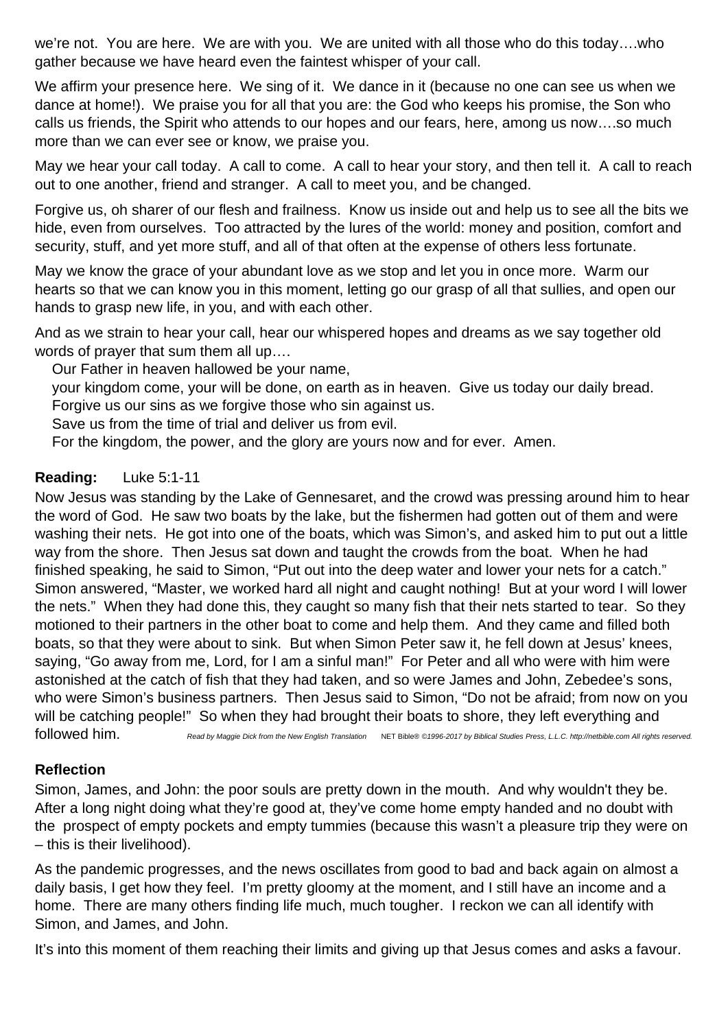we're not. You are here. We are with you. We are united with all those who do this today….who gather because we have heard even the faintest whisper of your call.

We affirm your presence here. We sing of it. We dance in it (because no one can see us when we dance at home!). We praise you for all that you are: the God who keeps his promise, the Son who calls us friends, the Spirit who attends to our hopes and our fears, here, among us now….so much more than we can ever see or know, we praise you.

May we hear your call today. A call to come. A call to hear your story, and then tell it. A call to reach out to one another, friend and stranger. A call to meet you, and be changed.

Forgive us, oh sharer of our flesh and frailness. Know us inside out and help us to see all the bits we hide, even from ourselves. Too attracted by the lures of the world: money and position, comfort and security, stuff, and yet more stuff, and all of that often at the expense of others less fortunate.

May we know the grace of your abundant love as we stop and let you in once more. Warm our hearts so that we can know you in this moment, letting go our grasp of all that sullies, and open our hands to grasp new life, in you, and with each other.

And as we strain to hear your call, hear our whispered hopes and dreams as we say together old words of prayer that sum them all up….

Our Father in heaven hallowed be your name,
your kingdom come, your will be done, on earth as in heaven. Give us today our daily bread.
Forgive us our sins as we forgive those who sin against us.
Save us from the time of trial and deliver us from evil.
For the kingdom, the power, and the glory are yours now and for ever. Amen.

**Reading:** Luke 5:1-11

Now Jesus was standing by the Lake of Gennesaret, and the crowd was pressing around him to hear the word of God. He saw two boats by the lake, but the fishermen had gotten out of them and were washing their nets. He got into one of the boats, which was Simon's, and asked him to put out a little way from the shore. Then Jesus sat down and taught the crowds from the boat. When he had finished speaking, he said to Simon, "Put out into the deep water and lower your nets for a catch." Simon answered, "Master, we worked hard all night and caught nothing! But at your word I will lower the nets." When they had done this, they caught so many fish that their nets started to tear. So they motioned to their partners in the other boat to come and help them. And they came and filled both boats, so that they were about to sink. But when Simon Peter saw it, he fell down at Jesus' knees, saying, "Go away from me, Lord, for I am a sinful man!" For Peter and all who were with him were astonished at the catch of fish that they had taken, and so were James and John, Zebedee's sons, who were Simon's business partners. Then Jesus said to Simon, "Do not be afraid; from now on you will be catching people!" So when they had brought their boats to shore, they left everything and followed him. *Read by Maggie Dick from the New English Translation* NET Bible® *©1996-2017 by Biblical Studies Press, L.L.C. http://netbible.com All rights reserved.*

**Reflection**

Simon, James, and John: the poor souls are pretty down in the mouth. And why wouldn't they be. After a long night doing what they're good at, they've come home empty handed and no doubt with the prospect of empty pockets and empty tummies (because this wasn't a pleasure trip they were on – this is their livelihood).

As the pandemic progresses, and the news oscillates from good to bad and back again on almost a daily basis, I get how they feel. I'm pretty gloomy at the moment, and I still have an income and a home. There are many others finding life much, much tougher. I reckon we can all identify with Simon, and James, and John.

It's into this moment of them reaching their limits and giving up that Jesus comes and asks a favour.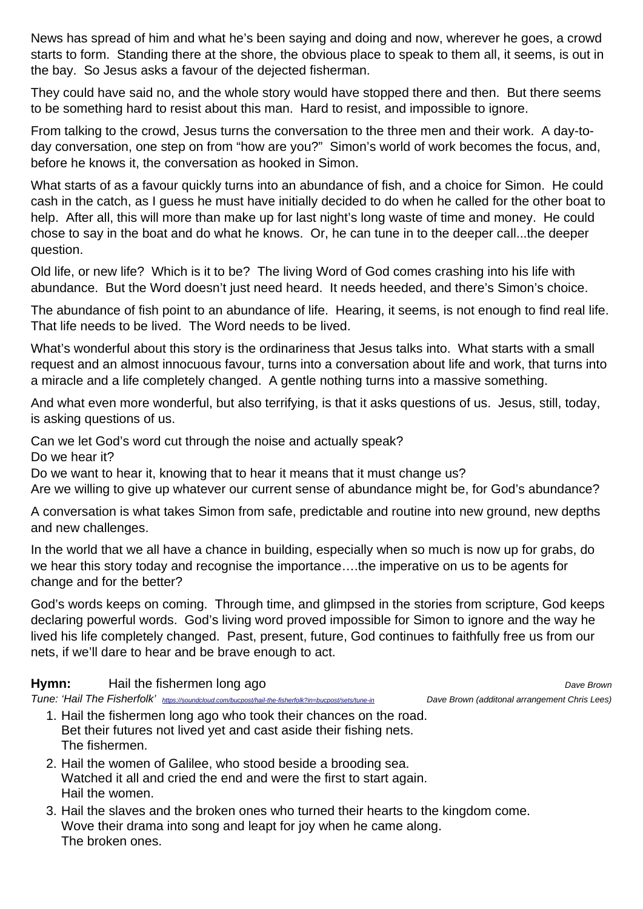News has spread of him and what he's been saying and doing and now, wherever he goes, a crowd starts to form. Standing there at the shore, the obvious place to speak to them all, it seems, is out in the bay. So Jesus asks a favour of the dejected fisherman.

They could have said no, and the whole story would have stopped there and then. But there seems to be something hard to resist about this man. Hard to resist, and impossible to ignore.

From talking to the crowd, Jesus turns the conversation to the three men and their work. A day-to-day conversation, one step on from "how are you?" Simon's world of work becomes the focus, and, before he knows it, the conversation as hooked in Simon.

What starts of as a favour quickly turns into an abundance of fish, and a choice for Simon. He could cash in the catch, as I guess he must have initially decided to do when he called for the other boat to help. After all, this will more than make up for last night's long waste of time and money. He could chose to say in the boat and do what he knows. Or, he can tune in to the deeper call...the deeper question.

Old life, or new life? Which is it to be? The living Word of God comes crashing into his life with abundance. But the Word doesn't just need heard. It needs heeded, and there's Simon's choice.

The abundance of fish point to an abundance of life. Hearing, it seems, is not enough to find real life. That life needs to be lived. The Word needs to be lived.

What's wonderful about this story is the ordinariness that Jesus talks into. What starts with a small request and an almost innocuous favour, turns into a conversation about life and work, that turns into a miracle and a life completely changed. A gentle nothing turns into a massive something.

And what even more wonderful, but also terrifying, is that it asks questions of us. Jesus, still, today, is asking questions of us.

Can we let God's word cut through the noise and actually speak?
Do we hear it?
Do we want to hear it, knowing that to hear it means that it must change us?
Are we willing to give up whatever our current sense of abundance might be, for God's abundance?

A conversation is what takes Simon from safe, predictable and routine into new ground, new depths and new challenges.

In the world that we all have a chance in building, especially when so much is now up for grabs, do we hear this story today and recognise the importance….the imperative on us to be agents for change and for the better?

God's words keeps on coming. Through time, and glimpsed in the stories from scripture, God keeps declaring powerful words. God's living word proved impossible for Simon to ignore and the way he lived his life completely changed. Past, present, future, God continues to faithfully free us from our nets, if we'll dare to hear and be brave enough to act.

**Hymn:** Hail the fishermen long ago *Dave Brown*

*Tune: 'Hail The Fisherfolk'* *https://soundcloud.com/bucpost/hail-the-fisherfolk?in=bucpost/sets/tune-in* *Dave Brown (additonal arrangement Chris Lees)*

1. Hail the fishermen long ago who took their chances on the road.
   Bet their futures not lived yet and cast aside their fishing nets.
   The fishermen.
2. Hail the women of Galilee, who stood beside a brooding sea.
   Watched it all and cried the end and were the first to start again.
   Hail the women.
3. Hail the slaves and the broken ones who turned their hearts to the kingdom come.
   Wove their drama into song and leapt for joy when he came along.
   The broken ones.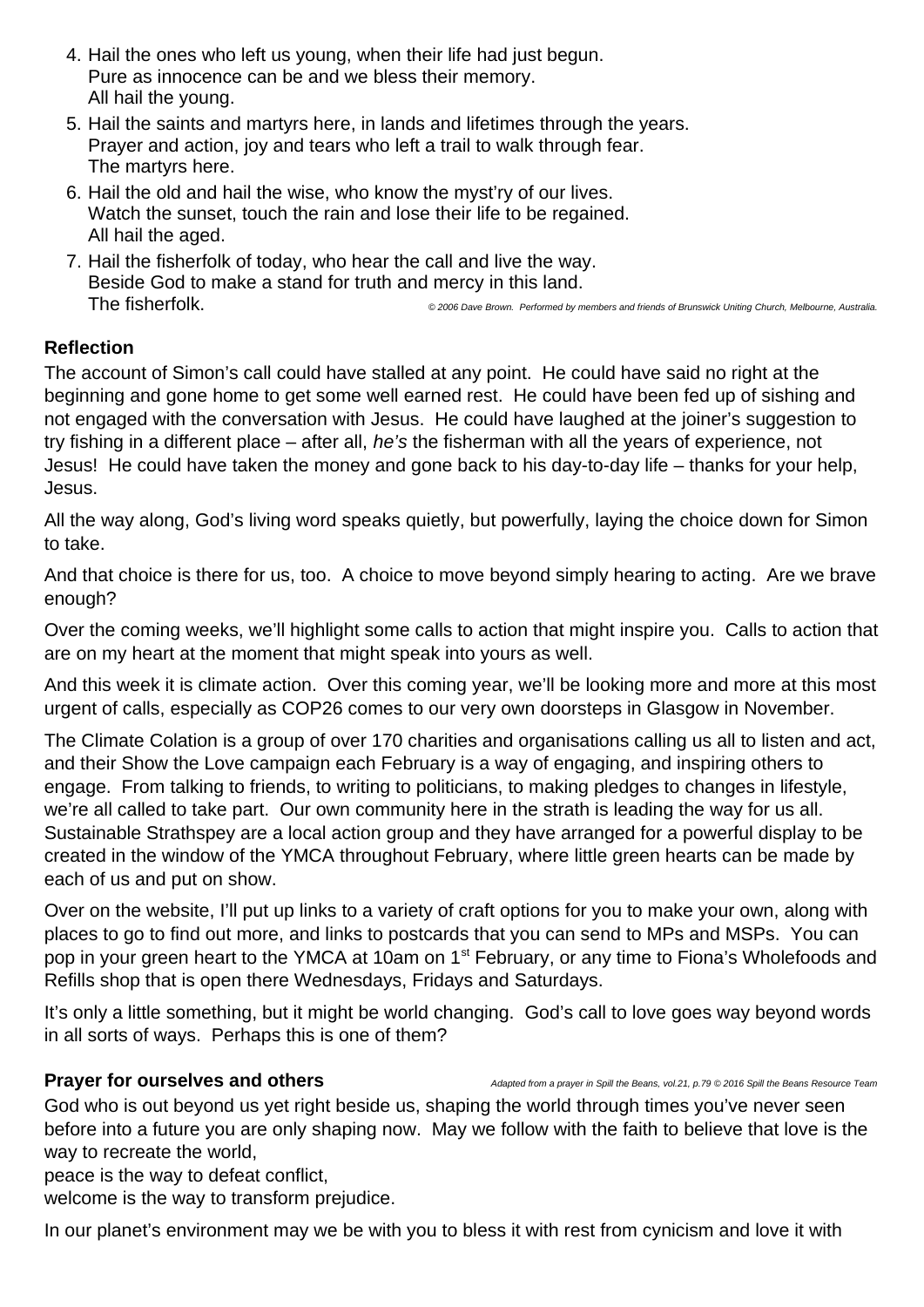4. Hail the ones who left us young, when their life had just begun.
   Pure as innocence can be and we bless their memory.
   All hail the young.
5. Hail the saints and martyrs here, in lands and lifetimes through the years.
   Prayer and action, joy and tears who left a trail to walk through fear.
   The martyrs here.
6. Hail the old and hail the wise, who know the myst'ry of our lives.
   Watch the sunset, touch the rain and lose their life to be regained.
   All hail the aged.
7. Hail the fisherfolk of today, who hear the call and live the way.
   Beside God to make a stand for truth and mercy in this land.
   The fisherfolk.

*© 2006 Dave Brown. Performed by members and friends of Brunswick Uniting Church, Melbourne, Australia.*

**Reflection**

The account of Simon's call could have stalled at any point. He could have said no right at the beginning and gone home to get some well earned rest. He could have been fed up of sishing and not engaged with the conversation with Jesus. He could have laughed at the joiner's suggestion to try fishing in a different place – after all, *he's* the fisherman with all the years of experience, not Jesus! He could have taken the money and gone back to his day-to-day life – thanks for your help, Jesus.

All the way along, God's living word speaks quietly, but powerfully, laying the choice down for Simon to take.

And that choice is there for us, too. A choice to move beyond simply hearing to acting. Are we brave enough?

Over the coming weeks, we'll highlight some calls to action that might inspire you. Calls to action that are on my heart at the moment that might speak into yours as well.

And this week it is climate action. Over this coming year, we'll be looking more and more at this most urgent of calls, especially as COP26 comes to our very own doorsteps in Glasgow in November.

The Climate Colation is a group of over 170 charities and organisations calling us all to listen and act, and their Show the Love campaign each February is a way of engaging, and inspiring others to engage. From talking to friends, to writing to politicians, to making pledges to changes in lifestyle, we're all called to take part. Our own community here in the strath is leading the way for us all. Sustainable Strathspey are a local action group and they have arranged for a powerful display to be created in the window of the YMCA throughout February, where little green hearts can be made by each of us and put on show.

Over on the website, I'll put up links to a variety of craft options for you to make your own, along with places to go to find out more, and links to postcards that you can send to MPs and MSPs. You can pop in your green heart to the YMCA at 10am on 1st February, or any time to Fiona's Wholefoods and Refills shop that is open there Wednesdays, Fridays and Saturdays.

It's only a little something, but it might be world changing. God's call to love goes way beyond words in all sorts of ways. Perhaps this is one of them?

**Prayer for ourselves and others**

*Adapted from a prayer in Spill the Beans, vol.21, p.79 © 2016 Spill the Beans Resource Team*

God who is out beyond us yet right beside us, shaping the world through times you've never seen before into a future you are only shaping now. May we follow with the faith to believe that love is the way to recreate the world,
peace is the way to defeat conflict,
welcome is the way to transform prejudice.

In our planet's environment may we be with you to bless it with rest from cynicism and love it with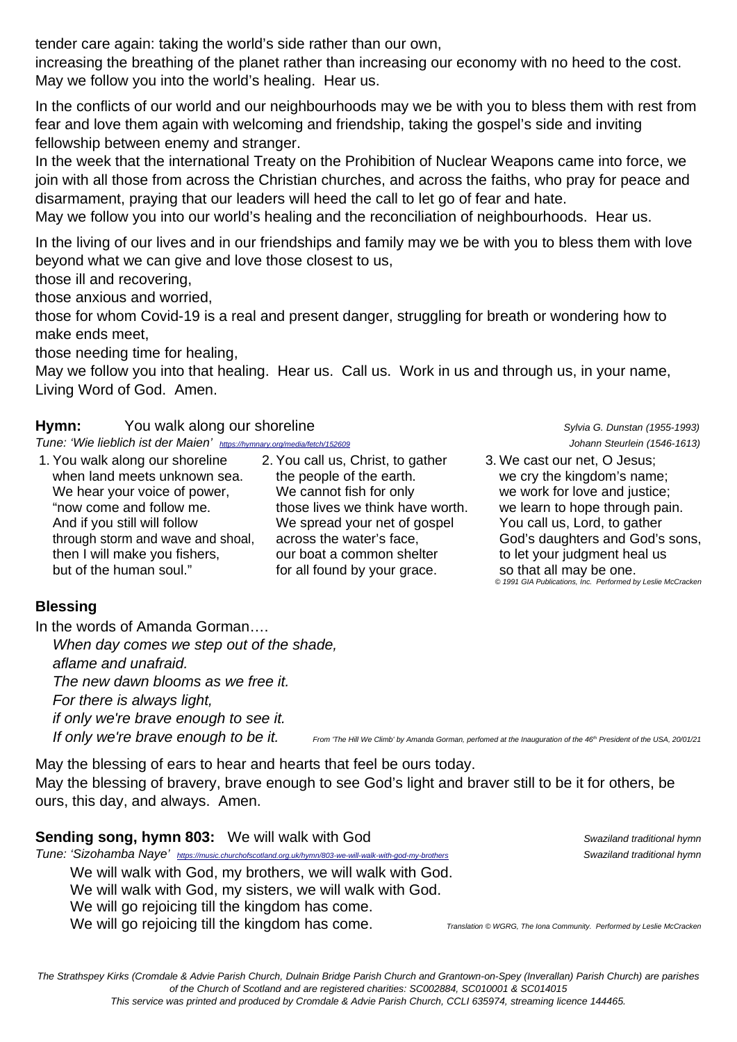tender care again: taking the world's side rather than our own,
increasing the breathing of the planet rather than increasing our economy with no heed to the cost.
May we follow you into the world's healing. Hear us.

In the conflicts of our world and our neighbourhoods may we be with you to bless them with rest from fear and love them again with welcoming and friendship, taking the gospel's side and inviting fellowship between enemy and stranger.
In the week that the international Treaty on the Prohibition of Nuclear Weapons came into force, we join with all those from across the Christian churches, and across the faiths, who pray for peace and disarmament, praying that our leaders will heed the call to let go of fear and hate.
May we follow you into our world's healing and the reconciliation of neighbourhoods. Hear us.

In the living of our lives and in our friendships and family may we be with you to bless them with love beyond what we can give and love those closest to us,
those ill and recovering,
those anxious and worried,
those for whom Covid-19 is a real and present danger, struggling for breath or wondering how to make ends meet,
those needing time for healing,
May we follow you into that healing. Hear us. Call us. Work in us and through us, in your name, Living Word of God. Amen.

**Hymn:** You walk along our shoreline *Sylvia G. Dunstan (1955-1993)*
*Tune: 'Wie lieblich ist der Maien'* *https://hymnary.org/media/fetch/152609* *Johann Steurlein (1546-1613)*

1. You walk along our shoreline
when land meets unknown sea.
We hear your voice of power,
"now come and follow me.
And if you still will follow
through storm and wave and shoal,
then I will make you fishers,
but of the human soul."

2. You call us, Christ, to gather
the people of the earth.
We cannot fish for only
those lives we think have worth.
We spread your net of gospel
across the water's face,
our boat a common shelter
for all found by your grace.

3. We cast our net, O Jesus;
we cry the kingdom's name;
we work for love and justice;
we learn to hope through pain.
You call us, Lord, to gather
God's daughters and God's sons,
to let your judgment heal us
so that all may be one.

*© 1991 GIA Publications, Inc. Performed by Leslie McCracken*

## Blessing

In the words of Amanda Gorman….

*When day comes we step out of the shade,*
*aflame and unafraid.*
*The new dawn blooms as we free it.*
*For there is always light,*
*if only we're brave enough to see it.*
*If only we're brave enough to be it.*

*From 'The Hill We Climb' by Amanda Gorman, perfomed at the Inauguration of the 46th President of the USA, 20/01/21*

May the blessing of ears to hear and hearts that feel be ours today.
May the blessing of bravery, brave enough to see God's light and braver still to be it for others, be ours, this day, and always. Amen.

**Sending song, hymn 803:** We will walk with God *Swaziland traditional hymn*
*Tune: 'Sizohamba Naye'* *https://music.churchofscotland.org.uk/hymn/803-we-will-walk-with-god-my-brothers* *Swaziland traditional hymn*

We will walk with God, my brothers, we will walk with God.
We will walk with God, my sisters, we will walk with God.
We will go rejoicing till the kingdom has come.
We will go rejoicing till the kingdom has come.

*Translation © WGRG, The Iona Community. Performed by Leslie McCracken*

*The Strathspey Kirks (Cromdale & Advie Parish Church, Dulnain Bridge Parish Church and Grantown-on-Spey (Inverallan) Parish Church) are parishes of the Church of Scotland and are registered charities: SC002884, SC010001 & SC014015*
*This service was printed and produced by Cromdale & Advie Parish Church, CCLI 635974, streaming licence 144465.*